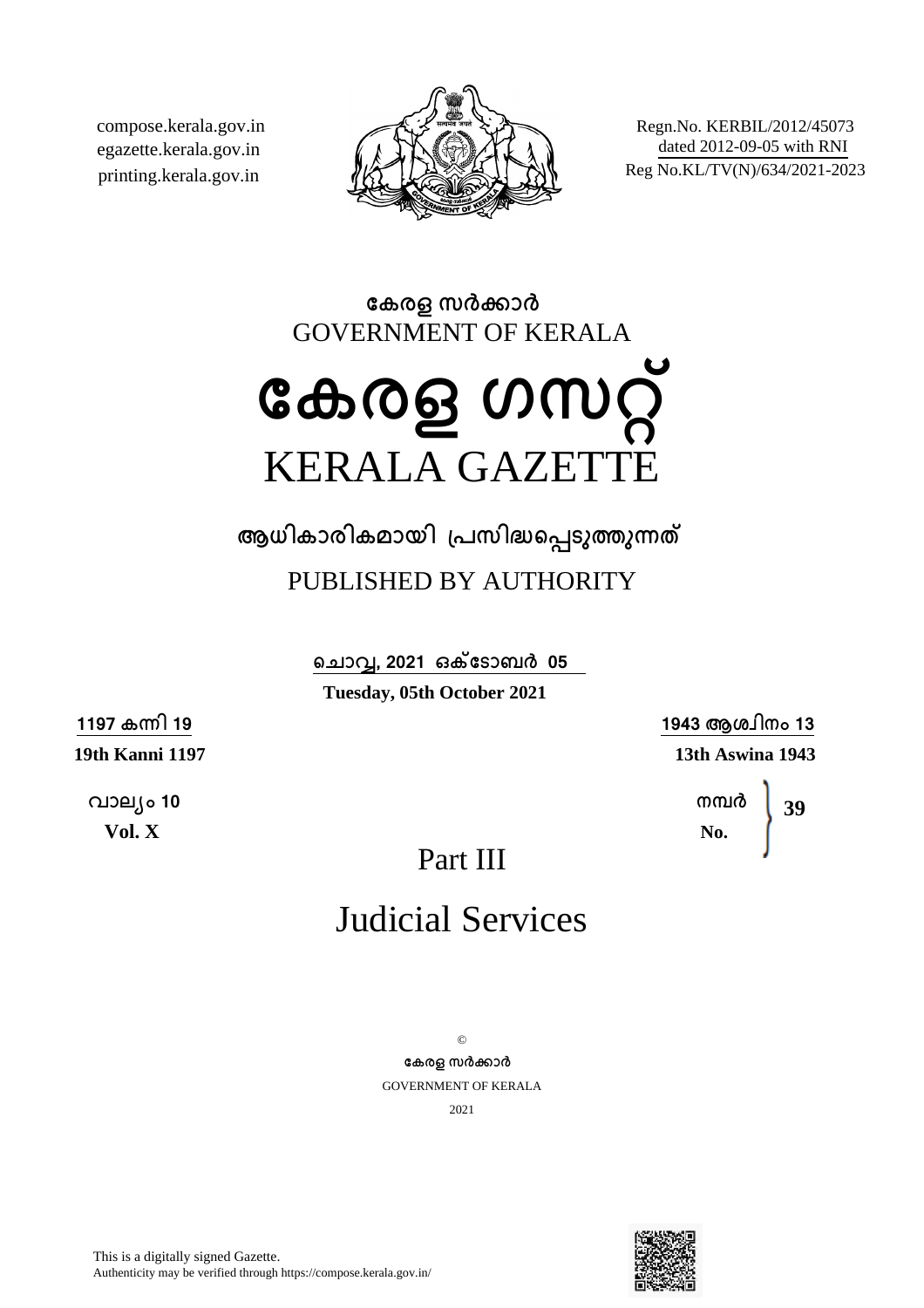compose.kerala.gov.in
egazette.kerala.gov.in
printing.kerala.gov.in

Regn.No. KERBIL/2012/45073
dated 2012-09-05 with RNI
Reg No.KL/TV(N)/634/2021-2023

**കേരള സർക്കാർ**
GOVERNMENT OF KERALA

# കേരള ഗസറ്റ്
# KERALA GAZETTE

**ആധികാരികമായി പ്രസിദ്ധപ്പെടുത്തുന്നത്**

PUBLISHED BY AUTHORITY

**ചൊവ്വ, 2021 ഒക്ടോബർ 05**
**Tuesday, 05th October 2021**

**1197 കന്നി 19**
**19th Kanni 1197**

**1943 ആശ്വിനം 13**
**13th Aswina 1943**

**വാല്യം 10**
**Vol. X**

**നമ്പർ**
**No.** **39**

## Part III

## Judicial Services

©
**കേരള സർക്കാർ**
GOVERNMENT OF KERALA
2021

This is a digitally signed Gazette.
Authenticity may be verified through https://compose.kerala.gov.in/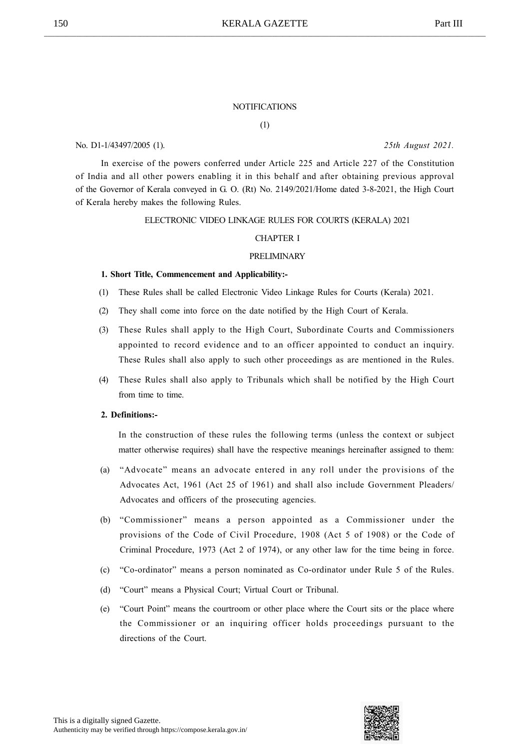NOTIFICATIONS

(1)

No. D1-1/43497/2005 (1). *25th August 2021.*

In exercise of the powers conferred under Article 225 and Article 227 of the Constitution of India and all other powers enabling it in this behalf and after obtaining previous approval of the Governor of Kerala conveyed in G. O. (Rt) No. 2149/2021/Home dated 3-8-2021, the High Court of Kerala hereby makes the following Rules.

# ELECTRONIC VIDEO LINKAGE RULES FOR COURTS (KERALA) 2021

## CHAPTER I

## PRELIMINARY

**1. Short Title, Commencement and Applicability:-**

(1) These Rules shall be called Electronic Video Linkage Rules for Courts (Kerala) 2021.

(2) They shall come into force on the date notified by the High Court of Kerala.

(3) These Rules shall apply to the High Court, Subordinate Courts and Commissioners appointed to record evidence and to an officer appointed to conduct an inquiry. These Rules shall also apply to such other proceedings as are mentioned in the Rules.

(4) These Rules shall also apply to Tribunals which shall be notified by the High Court from time to time.

**2. Definitions:-**

In the construction of these rules the following terms (unless the context or subject matter otherwise requires) shall have the respective meanings hereinafter assigned to them:

(a) "Advocate" means an advocate entered in any roll under the provisions of the Advocates Act, 1961 (Act 25 of 1961) and shall also include Government Pleaders/ Advocates and officers of the prosecuting agencies.

(b) "Commissioner" means a person appointed as a Commissioner under the provisions of the Code of Civil Procedure, 1908 (Act 5 of 1908) or the Code of Criminal Procedure, 1973 (Act 2 of 1974), or any other law for the time being in force.

(c) "Co-ordinator" means a person nominated as Co-ordinator under Rule 5 of the Rules.

(d) "Court" means a Physical Court; Virtual Court or Tribunal.

(e) "Court Point" means the courtroom or other place where the Court sits or the place where the Commissioner or an inquiring officer holds proceedings pursuant to the directions of the Court.

This is a digitally signed Gazette.
Authenticity may be verified through https://compose.kerala.gov.in/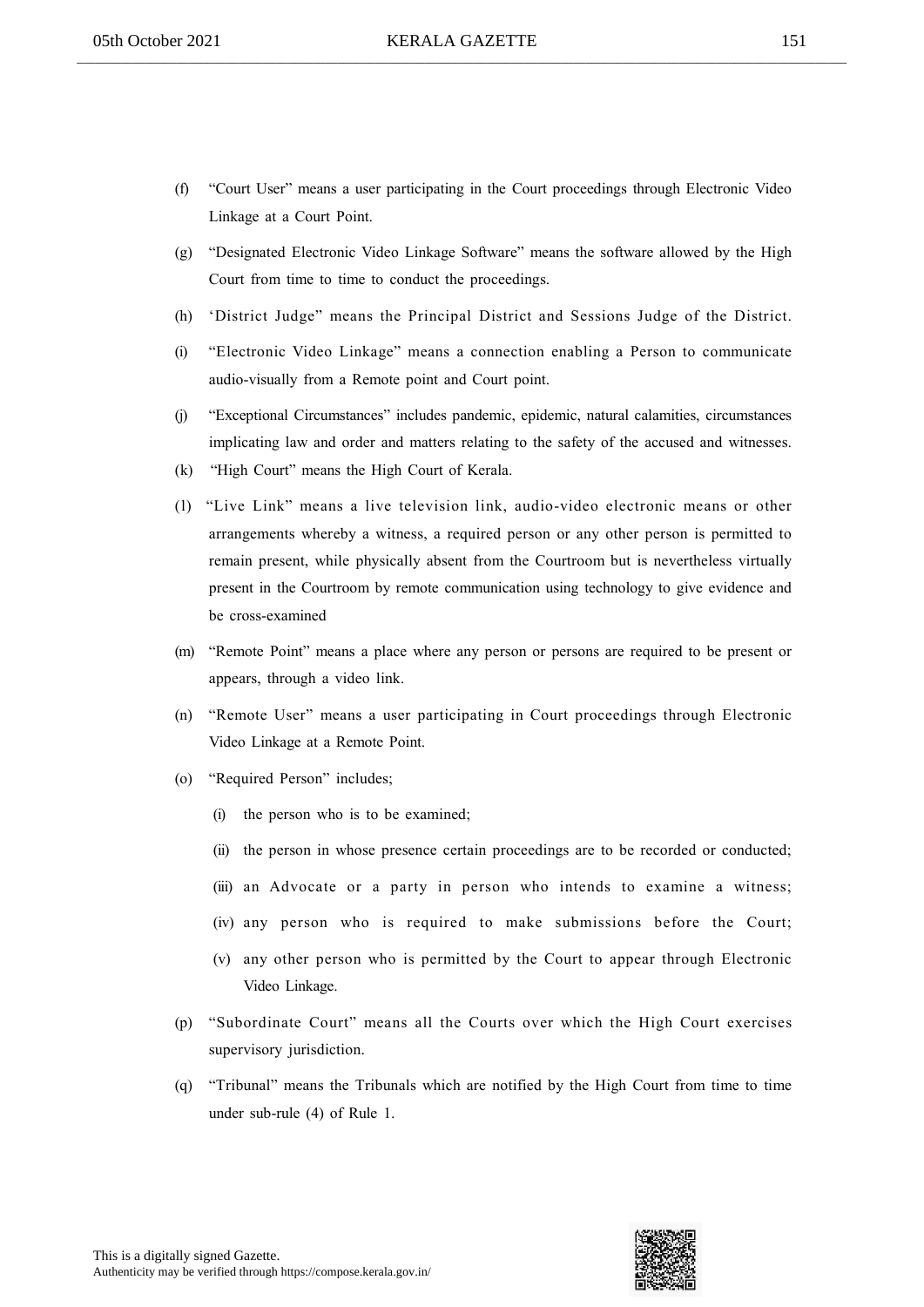(f) "Court User" means a user participating in the Court proceedings through Electronic Video Linkage at a Court Point.

(g) "Designated Electronic Video Linkage Software" means the software allowed by the High Court from time to time to conduct the proceedings.

(h) 'District Judge" means the Principal District and Sessions Judge of the District.

(i) "Electronic Video Linkage" means a connection enabling a Person to communicate audio-visually from a Remote point and Court point.

(j) "Exceptional Circumstances" includes pandemic, epidemic, natural calamities, circumstances implicating law and order and matters relating to the safety of the accused and witnesses.

(k) "High Court" means the High Court of Kerala.

(1) "Live Link" means a live television link, audio-video electronic means or other arrangements whereby a witness, a required person or any other person is permitted to remain present, while physically absent from the Courtroom but is nevertheless virtually present in the Courtroom by remote communication using technology to give evidence and be cross-examined

(m) "Remote Point" means a place where any person or persons are required to be present or appears, through a video link.

(n) "Remote User" means a user participating in Court proceedings through Electronic Video Linkage at a Remote Point.

(o) "Required Person" includes;

   (i) the person who is to be examined;

   (ii) the person in whose presence certain proceedings are to be recorded or conducted;

   (iii) an Advocate or a party in person who intends to examine a witness;

   (iv) any person who is required to make submissions before the Court;

   (v) any other person who is permitted by the Court to appear through Electronic Video Linkage.

(p) "Subordinate Court" means all the Courts over which the High Court exercises supervisory jurisdiction.

(q) "Tribunal" means the Tribunals which are notified by the High Court from time to time under sub-rule (4) of Rule 1.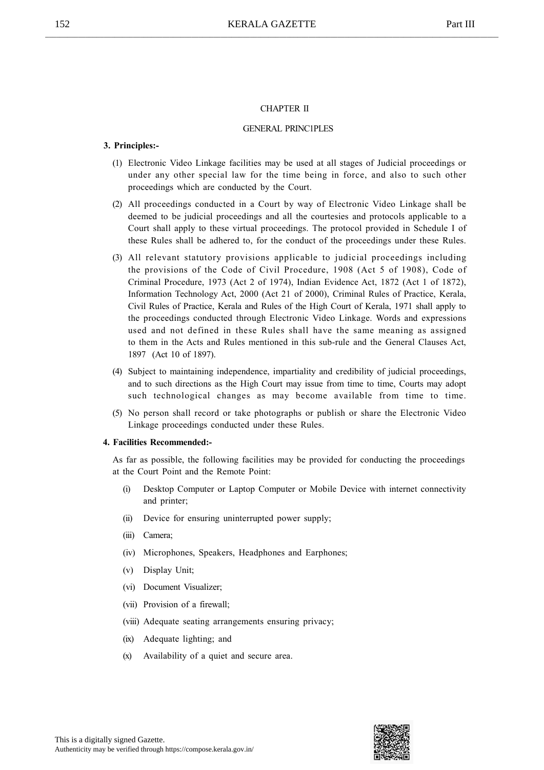## CHAPTER II

## GENERAL PRINC1PLES

**3. Principles:-**

(1) Electronic Video Linkage facilities may be used at all stages of Judicial proceedings or under any other special law for the time being in force, and also to such other proceedings which are conducted by the Court.

(2) All proceedings conducted in a Court by way of Electronic Video Linkage shall be deemed to be judicial proceedings and all the courtesies and protocols applicable to a Court shall apply to these virtual proceedings. The protocol provided in Schedule I of these Rules shall be adhered to, for the conduct of the proceedings under these Rules.

(3) All relevant statutory provisions applicable to judicial proceedings including the provisions of the Code of Civil Procedure, 1908 (Act 5 of 1908), Code of Criminal Procedure, 1973 (Act 2 of 1974), Indian Evidence Act, 1872 (Act 1 of 1872), Information Technology Act, 2000 (Act 21 of 2000), Criminal Rules of Practice, Kerala, Civil Rules of Practice, Kerala and Rules of the High Court of Kerala, 1971 shall apply to the proceedings conducted through Electronic Video Linkage. Words and expressions used and not defined in these Rules shall have the same meaning as assigned to them in the Acts and Rules mentioned in this sub-rule and the General Clauses Act, 1897 (Act 10 of 1897).

(4) Subject to maintaining independence, impartiality and credibility of judicial proceedings, and to such directions as the High Court may issue from time to time, Courts may adopt such technological changes as may become available from time to time.

(5) No person shall record or take photographs or publish or share the Electronic Video Linkage proceedings conducted under these Rules.

**4. Facilities Recommended:-**

As far as possible, the following facilities may be provided for conducting the proceedings at the Court Point and the Remote Point:

(i) Desktop Computer or Laptop Computer or Mobile Device with internet connectivity and printer;

(ii) Device for ensuring uninterrupted power supply;

(iii) Camera;

(iv) Microphones, Speakers, Headphones and Earphones;

(v) Display Unit;

(vi) Document Visualizer;

(vii) Provision of a firewall;

(viii) Adequate seating arrangements ensuring privacy;

(ix) Adequate lighting; and

(x) Availability of a quiet and secure area.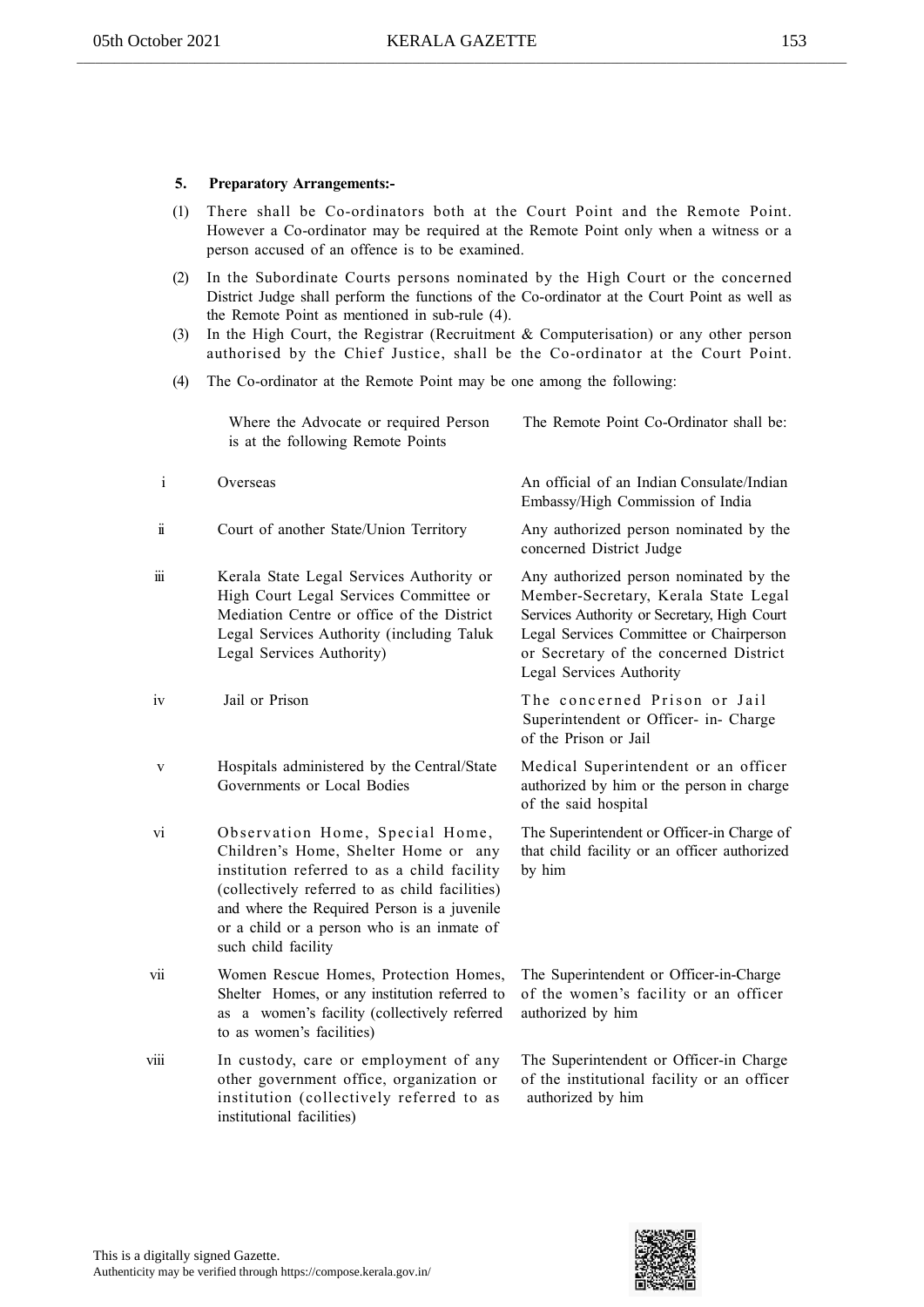**5. Preparatory Arrangements:-**

(1) There shall be Co-ordinators both at the Court Point and the Remote Point. However a Co-ordinator may be required at the Remote Point only when a witness or a person accused of an offence is to be examined.

(2) In the Subordinate Courts persons nominated by the High Court or the concerned District Judge shall perform the functions of the Co-ordinator at the Court Point as well as the Remote Point as mentioned in sub-rule (4).

(3) In the High Court, the Registrar (Recruitment & Computerisation) or any other person authorised by the Chief Justice, shall be the Co-ordinator at the Court Point.

(4) The Co-ordinator at the Remote Point may be one among the following:

| | Where the Advocate or required Person is at the following Remote Points | The Remote Point Co-Ordinator shall be: |
|---|---|---|
| i | Overseas | An official of an Indian Consulate/Indian Embassy/High Commission of India |
| ii | Court of another State/Union Territory | Any authorized person nominated by the concerned District Judge |
| iii | Kerala State Legal Services Authority or High Court Legal Services Committee or Mediation Centre or office of the District Legal Services Authority (including Taluk Legal Services Authority) | Any authorized person nominated by the Member-Secretary, Kerala State Legal Services Authority or Secretary, High Court Legal Services Committee or Chairperson or Secretary of the concerned District Legal Services Authority |
| iv | Jail or Prison | The concerned Prison or Jail Superintendent or Officer- in- Charge of the Prison or Jail |
| v | Hospitals administered by the Central/State Governments or Local Bodies | Medical Superintendent or an officer authorized by him or the person in charge of the said hospital |
| vi | Observation Home, Special Home, Children's Home, Shelter Home or any institution referred to as a child facility (collectively referred to as child facilities) and where the Required Person is a juvenile or a child or a person who is an inmate of such child facility | The Superintendent or Officer-in Charge of that child facility or an officer authorized by him |
| vii | Women Rescue Homes, Protection Homes, Shelter Homes, or any institution referred to as a women's facility (collectively referred to as women's facilities) | The Superintendent or Officer-in-Charge of the women's facility or an officer authorized by him |
| viii | In custody, care or employment of any other government office, organization or institution (collectively referred to as institutional facilities) | The Superintendent or Officer-in Charge of the institutional facility or an officer authorized by him |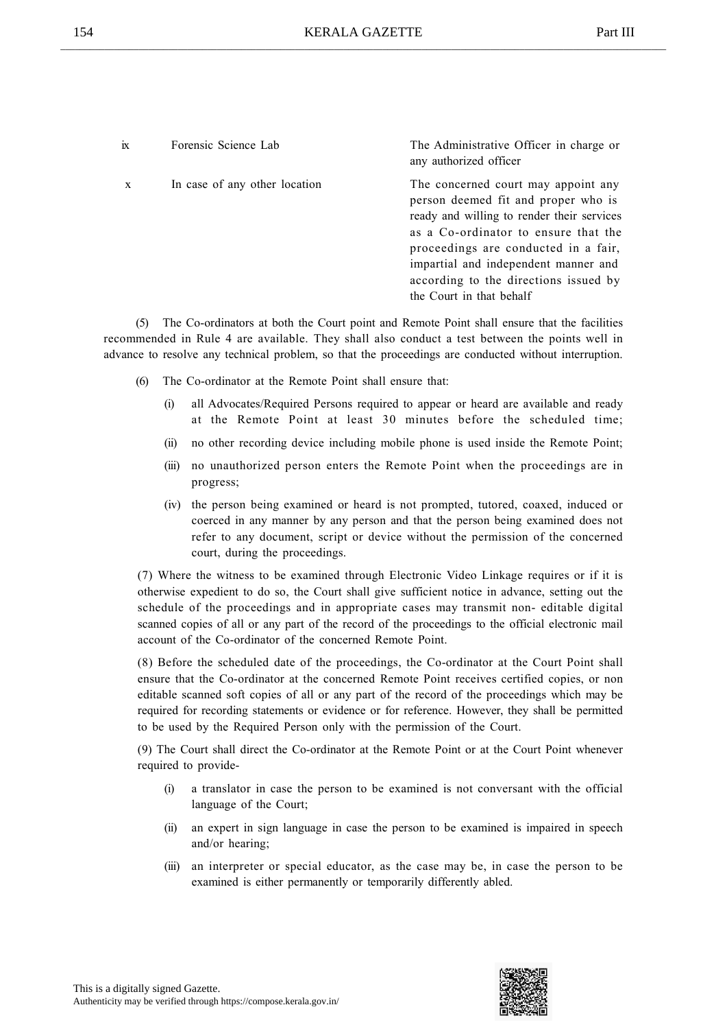| | | |
|---|---|---|
| ix | Forensic Science Lab | The Administrative Officer in charge or any authorized officer |
| x | In case of any other location | The concerned court may appoint any person deemed fit and proper who is ready and willing to render their services as a Co-ordinator to ensure that the proceedings are conducted in a fair, impartial and independent manner and according to the directions issued by the Court in that behalf |

(5) The Co-ordinators at both the Court point and Remote Point shall ensure that the facilities recommended in Rule 4 are available. They shall also conduct a test between the points well in advance to resolve any technical problem, so that the proceedings are conducted without interruption.

(6) The Co-ordinator at the Remote Point shall ensure that:

(i) all Advocates/Required Persons required to appear or heard are available and ready at the Remote Point at least 30 minutes before the scheduled time;

(ii) no other recording device including mobile phone is used inside the Remote Point;

(iii) no unauthorized person enters the Remote Point when the proceedings are in progress;

(iv) the person being examined or heard is not prompted, tutored, coaxed, induced or coerced in any manner by any person and that the person being examined does not refer to any document, script or device without the permission of the concerned court, during the proceedings.

(7) Where the witness to be examined through Electronic Video Linkage requires or if it is otherwise expedient to do so, the Court shall give sufficient notice in advance, setting out the schedule of the proceedings and in appropriate cases may transmit non- editable digital scanned copies of all or any part of the record of the proceedings to the official electronic mail account of the Co-ordinator of the concerned Remote Point.

(8) Before the scheduled date of the proceedings, the Co-ordinator at the Court Point shall ensure that the Co-ordinator at the concerned Remote Point receives certified copies, or non editable scanned soft copies of all or any part of the record of the proceedings which may be required for recording statements or evidence or for reference. However, they shall be permitted to be used by the Required Person only with the permission of the Court.

(9) The Court shall direct the Co-ordinator at the Remote Point or at the Court Point whenever required to provide-

(i) a translator in case the person to be examined is not conversant with the official language of the Court;

(ii) an expert in sign language in case the person to be examined is impaired in speech and/or hearing;

(iii) an interpreter or special educator, as the case may be, in case the person to be examined is either permanently or temporarily differently abled.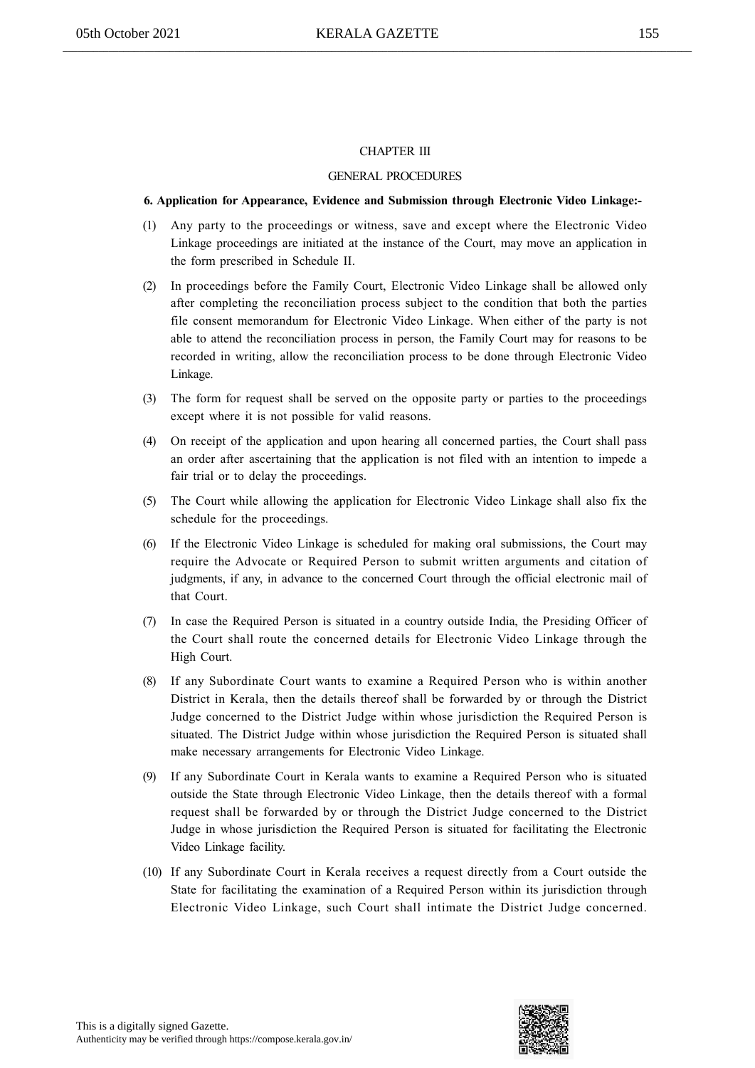## CHAPTER III

## GENERAL PROCEDURES

**6. Application for Appearance, Evidence and Submission through Electronic Video Linkage:-**

(1) Any party to the proceedings or witness, save and except where the Electronic Video Linkage proceedings are initiated at the instance of the Court, may move an application in the form prescribed in Schedule II.

(2) In proceedings before the Family Court, Electronic Video Linkage shall be allowed only after completing the reconciliation process subject to the condition that both the parties file consent memorandum for Electronic Video Linkage. When either of the party is not able to attend the reconciliation process in person, the Family Court may for reasons to be recorded in writing, allow the reconciliation process to be done through Electronic Video Linkage.

(3) The form for request shall be served on the opposite party or parties to the proceedings except where it is not possible for valid reasons.

(4) On receipt of the application and upon hearing all concerned parties, the Court shall pass an order after ascertaining that the application is not filed with an intention to impede a fair trial or to delay the proceedings.

(5) The Court while allowing the application for Electronic Video Linkage shall also fix the schedule for the proceedings.

(6) If the Electronic Video Linkage is scheduled for making oral submissions, the Court may require the Advocate or Required Person to submit written arguments and citation of judgments, if any, in advance to the concerned Court through the official electronic mail of that Court.

(7) In case the Required Person is situated in a country outside India, the Presiding Officer of the Court shall route the concerned details for Electronic Video Linkage through the High Court.

(8) If any Subordinate Court wants to examine a Required Person who is within another District in Kerala, then the details thereof shall be forwarded by or through the District Judge concerned to the District Judge within whose jurisdiction the Required Person is situated. The District Judge within whose jurisdiction the Required Person is situated shall make necessary arrangements for Electronic Video Linkage.

(9) If any Subordinate Court in Kerala wants to examine a Required Person who is situated outside the State through Electronic Video Linkage, then the details thereof with a formal request shall be forwarded by or through the District Judge concerned to the District Judge in whose jurisdiction the Required Person is situated for facilitating the Electronic Video Linkage facility.

(10) If any Subordinate Court in Kerala receives a request directly from a Court outside the State for facilitating the examination of a Required Person within its jurisdiction through Electronic Video Linkage, such Court shall intimate the District Judge concerned.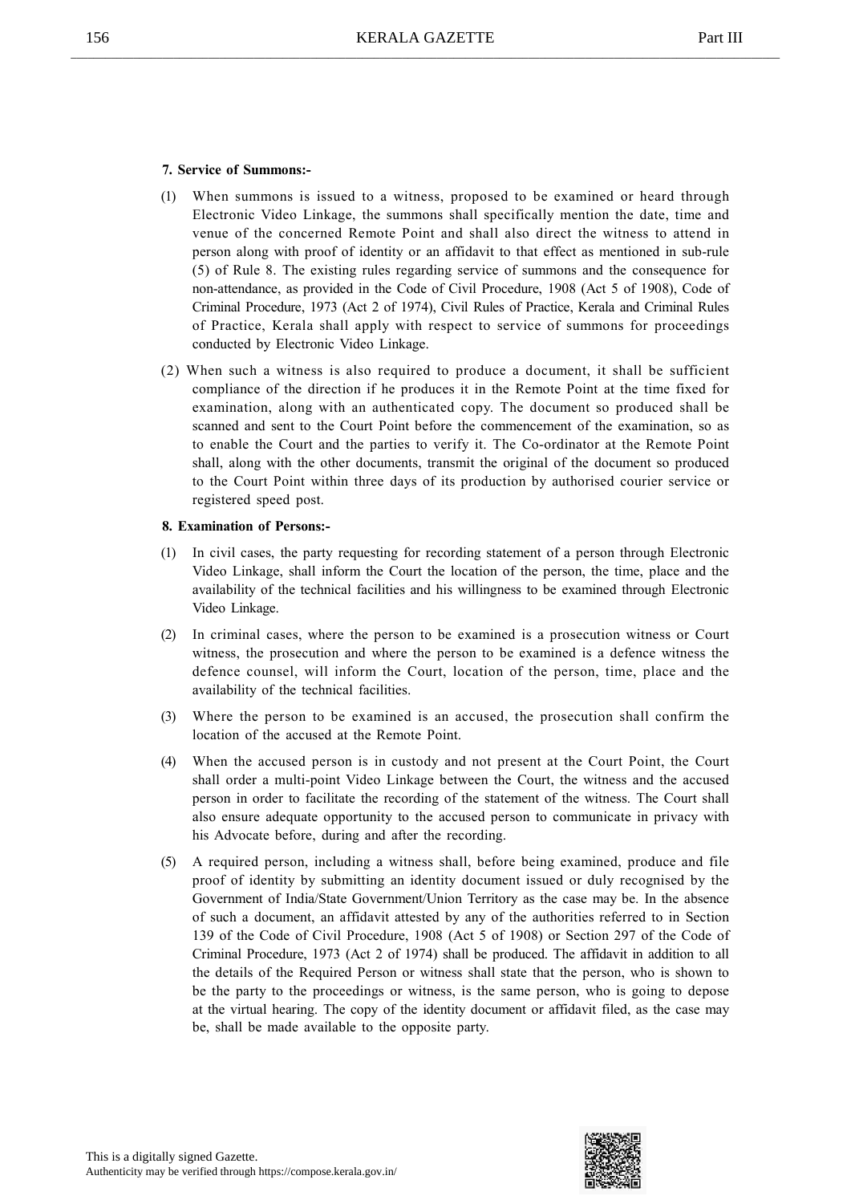**7. Service of Summons:-**

(1) When summons is issued to a witness, proposed to be examined or heard through Electronic Video Linkage, the summons shall specifically mention the date, time and venue of the concerned Remote Point and shall also direct the witness to attend in person along with proof of identity or an affidavit to that effect as mentioned in sub-rule (5) of Rule 8. The existing rules regarding service of summons and the consequence for non-attendance, as provided in the Code of Civil Procedure, 1908 (Act 5 of 1908), Code of Criminal Procedure, 1973 (Act 2 of 1974), Civil Rules of Practice, Kerala and Criminal Rules of Practice, Kerala shall apply with respect to service of summons for proceedings conducted by Electronic Video Linkage.

(2) When such a witness is also required to produce a document, it shall be sufficient compliance of the direction if he produces it in the Remote Point at the time fixed for examination, along with an authenticated copy. The document so produced shall be scanned and sent to the Court Point before the commencement of the examination, so as to enable the Court and the parties to verify it. The Co-ordinator at the Remote Point shall, along with the other documents, transmit the original of the document so produced to the Court Point within three days of its production by authorised courier service or registered speed post.

**8. Examination of Persons:-**

(1) In civil cases, the party requesting for recording statement of a person through Electronic Video Linkage, shall inform the Court the location of the person, the time, place and the availability of the technical facilities and his willingness to be examined through Electronic Video Linkage.

(2) In criminal cases, where the person to be examined is a prosecution witness or Court witness, the prosecution and where the person to be examined is a defence witness the defence counsel, will inform the Court, location of the person, time, place and the availability of the technical facilities.

(3) Where the person to be examined is an accused, the prosecution shall confirm the location of the accused at the Remote Point.

(4) When the accused person is in custody and not present at the Court Point, the Court shall order a multi-point Video Linkage between the Court, the witness and the accused person in order to facilitate the recording of the statement of the witness. The Court shall also ensure adequate opportunity to the accused person to communicate in privacy with his Advocate before, during and after the recording.

(5) A required person, including a witness shall, before being examined, produce and file proof of identity by submitting an identity document issued or duly recognised by the Government of India/State Government/Union Territory as the case may be. In the absence of such a document, an affidavit attested by any of the authorities referred to in Section 139 of the Code of Civil Procedure, 1908 (Act 5 of 1908) or Section 297 of the Code of Criminal Procedure, 1973 (Act 2 of 1974) shall be produced. The affidavit in addition to all the details of the Required Person or witness shall state that the person, who is shown to be the party to the proceedings or witness, is the same person, who is going to depose at the virtual hearing. The copy of the identity document or affidavit filed, as the case may be, shall be made available to the opposite party.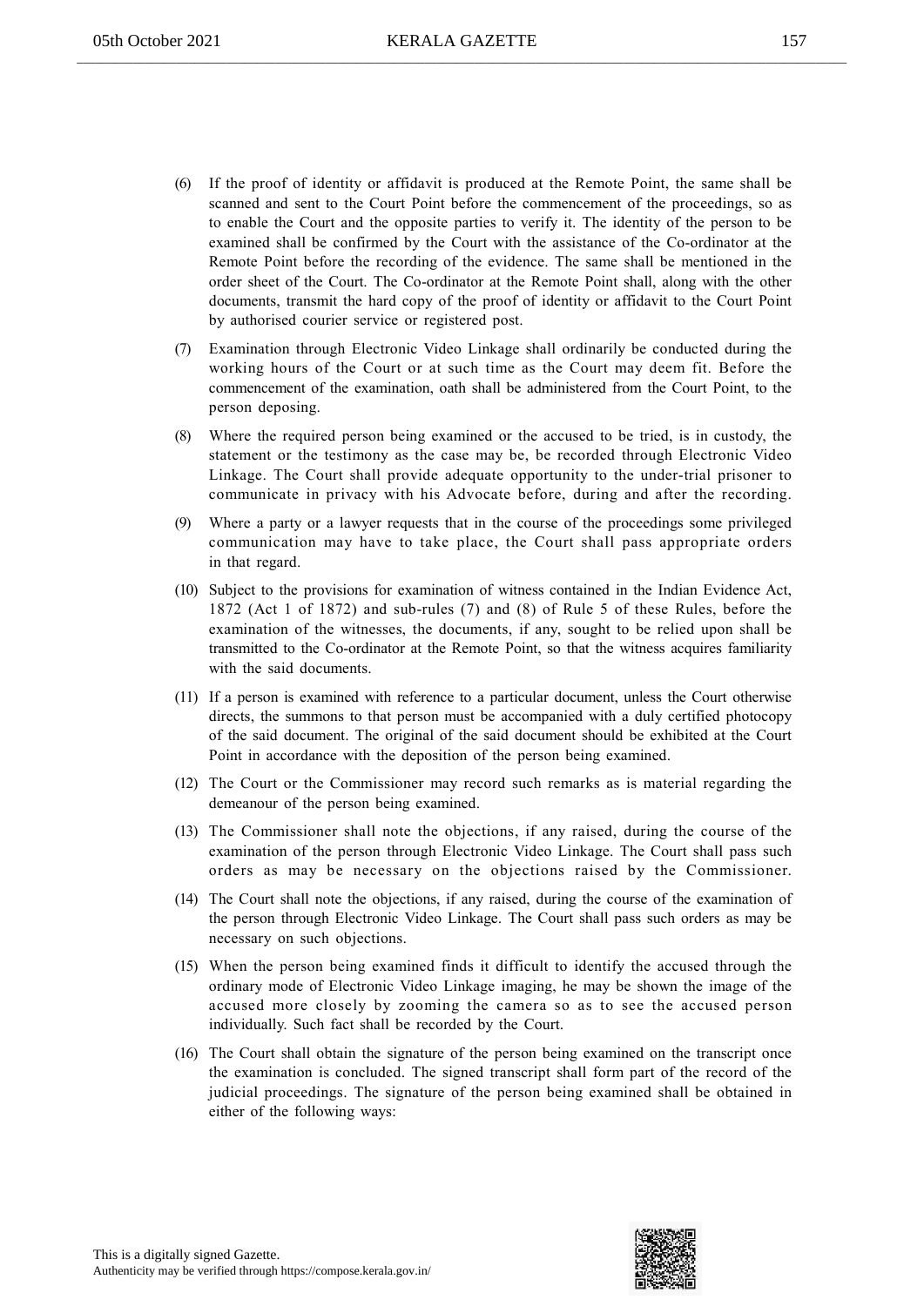(6) If the proof of identity or affidavit is produced at the Remote Point, the same shall be scanned and sent to the Court Point before the commencement of the proceedings, so as to enable the Court and the opposite parties to verify it. The identity of the person to be examined shall be confirmed by the Court with the assistance of the Co-ordinator at the Remote Point before the recording of the evidence. The same shall be mentioned in the order sheet of the Court. The Co-ordinator at the Remote Point shall, along with the other documents, transmit the hard copy of the proof of identity or affidavit to the Court Point by authorised courier service or registered post.

(7) Examination through Electronic Video Linkage shall ordinarily be conducted during the working hours of the Court or at such time as the Court may deem fit. Before the commencement of the examination, oath shall be administered from the Court Point, to the person deposing.

(8) Where the required person being examined or the accused to be tried, is in custody, the statement or the testimony as the case may be, be recorded through Electronic Video Linkage. The Court shall provide adequate opportunity to the under-trial prisoner to communicate in privacy with his Advocate before, during and after the recording.

(9) Where a party or a lawyer requests that in the course of the proceedings some privileged communication may have to take place, the Court shall pass appropriate orders in that regard.

(10) Subject to the provisions for examination of witness contained in the Indian Evidence Act, 1872 (Act 1 of 1872) and sub-rules (7) and (8) of Rule 5 of these Rules, before the examination of the witnesses, the documents, if any, sought to be relied upon shall be transmitted to the Co-ordinator at the Remote Point, so that the witness acquires familiarity with the said documents.

(11) If a person is examined with reference to a particular document, unless the Court otherwise directs, the summons to that person must be accompanied with a duly certified photocopy of the said document. The original of the said document should be exhibited at the Court Point in accordance with the deposition of the person being examined.

(12) The Court or the Commissioner may record such remarks as is material regarding the demeanour of the person being examined.

(13) The Commissioner shall note the objections, if any raised, during the course of the examination of the person through Electronic Video Linkage. The Court shall pass such orders as may be necessary on the objections raised by the Commissioner.

(14) The Court shall note the objections, if any raised, during the course of the examination of the person through Electronic Video Linkage. The Court shall pass such orders as may be necessary on such objections.

(15) When the person being examined finds it difficult to identify the accused through the ordinary mode of Electronic Video Linkage imaging, he may be shown the image of the accused more closely by zooming the camera so as to see the accused person individually. Such fact shall be recorded by the Court.

(16) The Court shall obtain the signature of the person being examined on the transcript once the examination is concluded. The signed transcript shall form part of the record of the judicial proceedings. The signature of the person being examined shall be obtained in either of the following ways: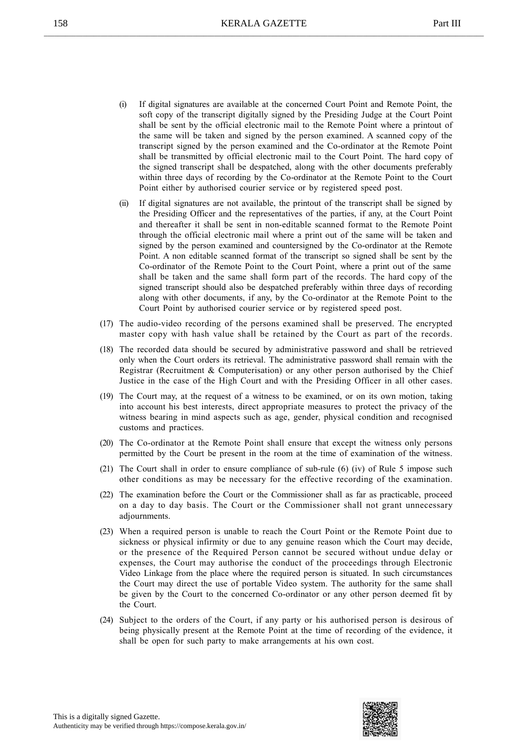(i) If digital signatures are available at the concerned Court Point and Remote Point, the soft copy of the transcript digitally signed by the Presiding Judge at the Court Point shall be sent by the official electronic mail to the Remote Point where a printout of the same will be taken and signed by the person examined. A scanned copy of the transcript signed by the person examined and the Co-ordinator at the Remote Point shall be transmitted by official electronic mail to the Court Point. The hard copy of the signed transcript shall be despatched, along with the other documents preferably within three days of recording by the Co-ordinator at the Remote Point to the Court Point either by authorised courier service or by registered speed post.

(ii) If digital signatures are not available, the printout of the transcript shall be signed by the Presiding Officer and the representatives of the parties, if any, at the Court Point and thereafter it shall be sent in non-editable scanned format to the Remote Point through the official electronic mail where a print out of the same will be taken and signed by the person examined and countersigned by the Co-ordinator at the Remote Point. A non editable scanned format of the transcript so signed shall be sent by the Co-ordinator of the Remote Point to the Court Point, where a print out of the same shall be taken and the same shall form part of the records. The hard copy of the signed transcript should also be despatched preferably within three days of recording along with other documents, if any, by the Co-ordinator at the Remote Point to the Court Point by authorised courier service or by registered speed post.

(17) The audio-video recording of the persons examined shall be preserved. The encrypted master copy with hash value shall be retained by the Court as part of the records.

(18) The recorded data should be secured by administrative password and shall be retrieved only when the Court orders its retrieval. The administrative password shall remain with the Registrar (Recruitment & Computerisation) or any other person authorised by the Chief Justice in the case of the High Court and with the Presiding Officer in all other cases.

(19) The Court may, at the request of a witness to be examined, or on its own motion, taking into account his best interests, direct appropriate measures to protect the privacy of the witness bearing in mind aspects such as age, gender, physical condition and recognised customs and practices.

(20) The Co-ordinator at the Remote Point shall ensure that except the witness only persons permitted by the Court be present in the room at the time of examination of the witness.

(21) The Court shall in order to ensure compliance of sub-rule (6) (iv) of Rule 5 impose such other conditions as may be necessary for the effective recording of the examination.

(22) The examination before the Court or the Commissioner shall as far as practicable, proceed on a day to day basis. The Court or the Commissioner shall not grant unnecessary adjournments.

(23) When a required person is unable to reach the Court Point or the Remote Point due to sickness or physical infirmity or due to any genuine reason which the Court may decide, or the presence of the Required Person cannot be secured without undue delay or expenses, the Court may authorise the conduct of the proceedings through Electronic Video Linkage from the place where the required person is situated. In such circumstances the Court may direct the use of portable Video system. The authority for the same shall be given by the Court to the concerned Co-ordinator or any other person deemed fit by the Court.

(24) Subject to the orders of the Court, if any party or his authorised person is desirous of being physically present at the Remote Point at the time of recording of the evidence, it shall be open for such party to make arrangements at his own cost.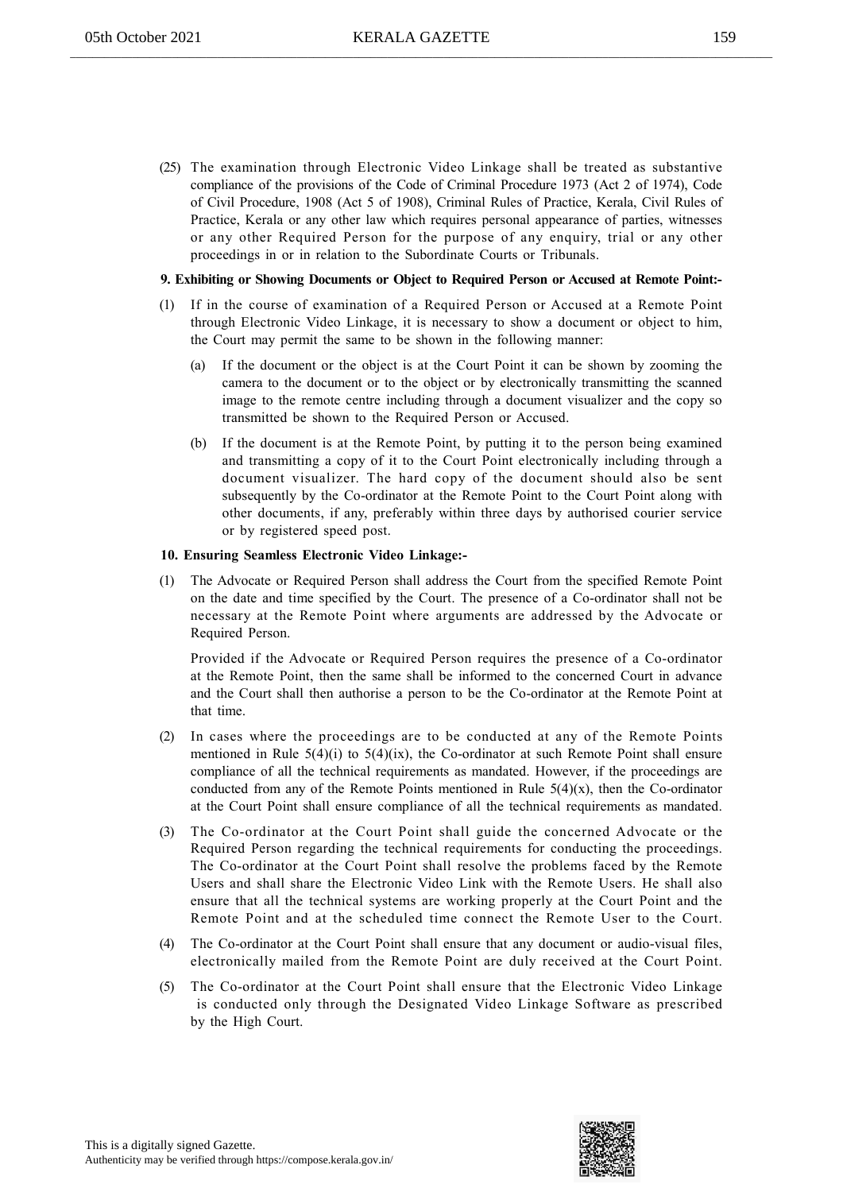(25) The examination through Electronic Video Linkage shall be treated as substantive compliance of the provisions of the Code of Criminal Procedure 1973 (Act 2 of 1974), Code of Civil Procedure, 1908 (Act 5 of 1908), Criminal Rules of Practice, Kerala, Civil Rules of Practice, Kerala or any other law which requires personal appearance of parties, witnesses or any other Required Person for the purpose of any enquiry, trial or any other proceedings in or in relation to the Subordinate Courts or Tribunals.

**9. Exhibiting or Showing Documents or Object to Required Person or Accused at Remote Point:-**

(1) If in the course of examination of a Required Person or Accused at a Remote Point through Electronic Video Linkage, it is necessary to show a document or object to him, the Court may permit the same to be shown in the following manner:

(a) If the document or the object is at the Court Point it can be shown by zooming the camera to the document or to the object or by electronically transmitting the scanned image to the remote centre including through a document visualizer and the copy so transmitted be shown to the Required Person or Accused.

(b) If the document is at the Remote Point, by putting it to the person being examined and transmitting a copy of it to the Court Point electronically including through a document visualizer. The hard copy of the document should also be sent subsequently by the Co-ordinator at the Remote Point to the Court Point along with other documents, if any, preferably within three days by authorised courier service or by registered speed post.

**10. Ensuring Seamless Electronic Video Linkage:-**

(1) The Advocate or Required Person shall address the Court from the specified Remote Point on the date and time specified by the Court. The presence of a Co-ordinator shall not be necessary at the Remote Point where arguments are addressed by the Advocate or Required Person.

Provided if the Advocate or Required Person requires the presence of a Co-ordinator at the Remote Point, then the same shall be informed to the concerned Court in advance and the Court shall then authorise a person to be the Co-ordinator at the Remote Point at that time.

(2) In cases where the proceedings are to be conducted at any of the Remote Points mentioned in Rule 5(4)(i) to 5(4)(ix), the Co-ordinator at such Remote Point shall ensure compliance of all the technical requirements as mandated. However, if the proceedings are conducted from any of the Remote Points mentioned in Rule 5(4)(x), then the Co-ordinator at the Court Point shall ensure compliance of all the technical requirements as mandated.

(3) The Co-ordinator at the Court Point shall guide the concerned Advocate or the Required Person regarding the technical requirements for conducting the proceedings. The Co-ordinator at the Court Point shall resolve the problems faced by the Remote Users and shall share the Electronic Video Link with the Remote Users. He shall also ensure that all the technical systems are working properly at the Court Point and the Remote Point and at the scheduled time connect the Remote User to the Court.

(4) The Co-ordinator at the Court Point shall ensure that any document or audio-visual files, electronically mailed from the Remote Point are duly received at the Court Point.

(5) The Co-ordinator at the Court Point shall ensure that the Electronic Video Linkage is conducted only through the Designated Video Linkage Software as prescribed by the High Court.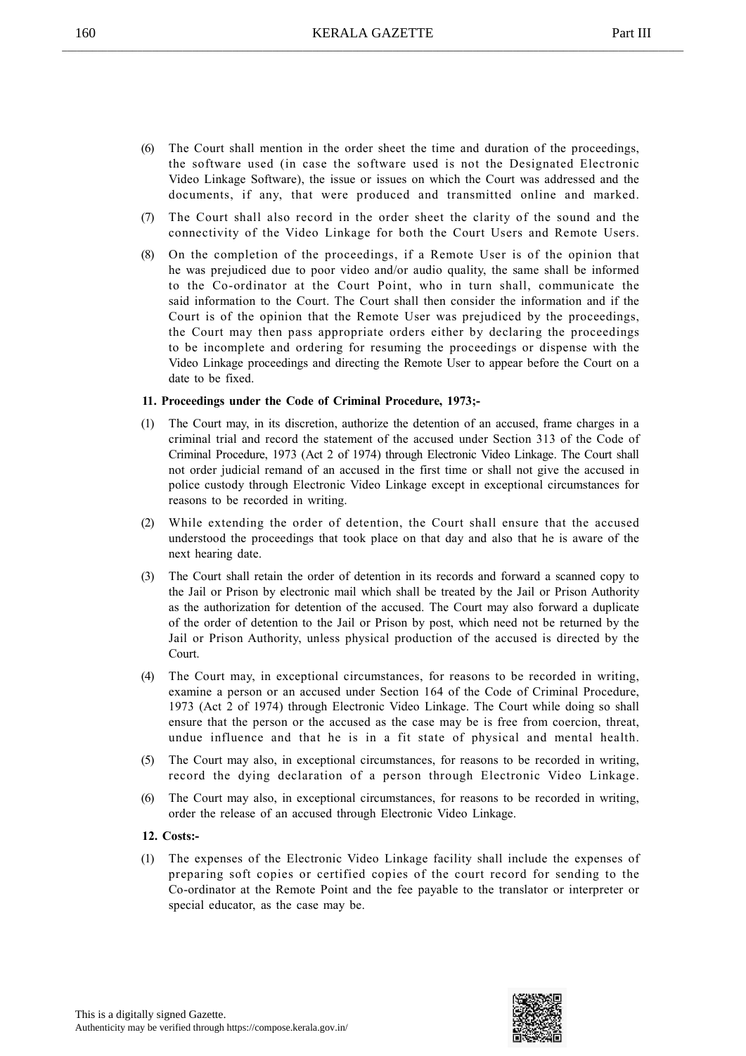(6) The Court shall mention in the order sheet the time and duration of the proceedings, the software used (in case the software used is not the Designated Electronic Video Linkage Software), the issue or issues on which the Court was addressed and the documents, if any, that were produced and transmitted online and marked.

(7) The Court shall also record in the order sheet the clarity of the sound and the connectivity of the Video Linkage for both the Court Users and Remote Users.

(8) On the completion of the proceedings, if a Remote User is of the opinion that he was prejudiced due to poor video and/or audio quality, the same shall be informed to the Co-ordinator at the Court Point, who in turn shall, communicate the said information to the Court. The Court shall then consider the information and if the Court is of the opinion that the Remote User was prejudiced by the proceedings, the Court may then pass appropriate orders either by declaring the proceedings to be incomplete and ordering for resuming the proceedings or dispense with the Video Linkage proceedings and directing the Remote User to appear before the Court on a date to be fixed.

**11. Proceedings under the Code of Criminal Procedure, 1973;-**

(1) The Court may, in its discretion, authorize the detention of an accused, frame charges in a criminal trial and record the statement of the accused under Section 313 of the Code of Criminal Procedure, 1973 (Act 2 of 1974) through Electronic Video Linkage. The Court shall not order judicial remand of an accused in the first time or shall not give the accused in police custody through Electronic Video Linkage except in exceptional circumstances for reasons to be recorded in writing.

(2) While extending the order of detention, the Court shall ensure that the accused understood the proceedings that took place on that day and also that he is aware of the next hearing date.

(3) The Court shall retain the order of detention in its records and forward a scanned copy to the Jail or Prison by electronic mail which shall be treated by the Jail or Prison Authority as the authorization for detention of the accused. The Court may also forward a duplicate of the order of detention to the Jail or Prison by post, which need not be returned by the Jail or Prison Authority, unless physical production of the accused is directed by the Court.

(4) The Court may, in exceptional circumstances, for reasons to be recorded in writing, examine a person or an accused under Section 164 of the Code of Criminal Procedure, 1973 (Act 2 of 1974) through Electronic Video Linkage. The Court while doing so shall ensure that the person or the accused as the case may be is free from coercion, threat, undue influence and that he is in a fit state of physical and mental health.

(5) The Court may also, in exceptional circumstances, for reasons to be recorded in writing, record the dying declaration of a person through Electronic Video Linkage.

(6) The Court may also, in exceptional circumstances, for reasons to be recorded in writing, order the release of an accused through Electronic Video Linkage.

**12. Costs:-**

(1) The expenses of the Electronic Video Linkage facility shall include the expenses of preparing soft copies or certified copies of the court record for sending to the Co-ordinator at the Remote Point and the fee payable to the translator or interpreter or special educator, as the case may be.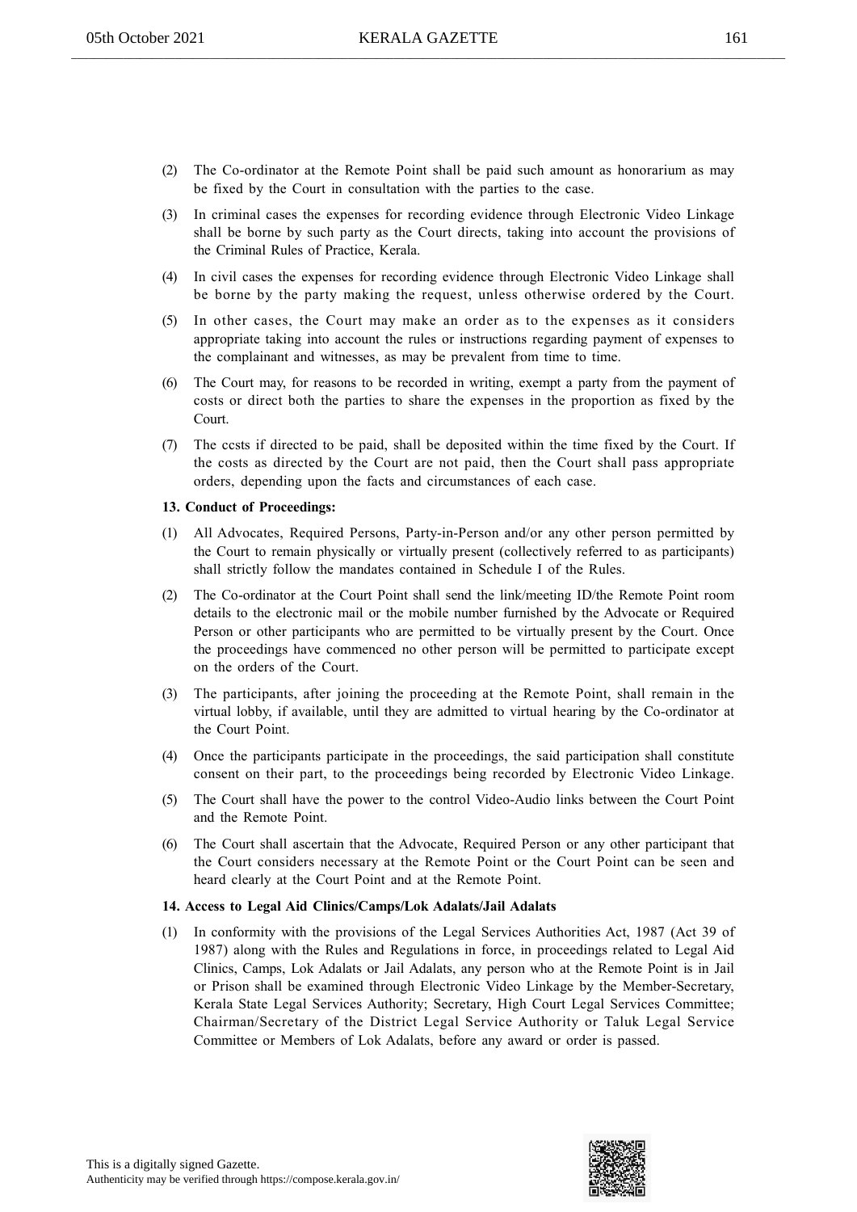(2) The Co-ordinator at the Remote Point shall be paid such amount as honorarium as may be fixed by the Court in consultation with the parties to the case.

(3) In criminal cases the expenses for recording evidence through Electronic Video Linkage shall be borne by such party as the Court directs, taking into account the provisions of the Criminal Rules of Practice, Kerala.

(4) In civil cases the expenses for recording evidence through Electronic Video Linkage shall be borne by the party making the request, unless otherwise ordered by the Court.

(5) In other cases, the Court may make an order as to the expenses as it considers appropriate taking into account the rules or instructions regarding payment of expenses to the complainant and witnesses, as may be prevalent from time to time.

(6) The Court may, for reasons to be recorded in writing, exempt a party from the payment of costs or direct both the parties to share the expenses in the proportion as fixed by the Court.

(7) The ccsts if directed to be paid, shall be deposited within the time fixed by the Court. If the costs as directed by the Court are not paid, then the Court shall pass appropriate orders, depending upon the facts and circumstances of each case.

**13. Conduct of Proceedings:**

(1) All Advocates, Required Persons, Party-in-Person and/or any other person permitted by the Court to remain physically or virtually present (collectively referred to as participants) shall strictly follow the mandates contained in Schedule I of the Rules.

(2) The Co-ordinator at the Court Point shall send the link/meeting ID/the Remote Point room details to the electronic mail or the mobile number furnished by the Advocate or Required Person or other participants who are permitted to be virtually present by the Court. Once the proceedings have commenced no other person will be permitted to participate except on the orders of the Court.

(3) The participants, after joining the proceeding at the Remote Point, shall remain in the virtual lobby, if available, until they are admitted to virtual hearing by the Co-ordinator at the Court Point.

(4) Once the participants participate in the proceedings, the said participation shall constitute consent on their part, to the proceedings being recorded by Electronic Video Linkage.

(5) The Court shall have the power to the control Video-Audio links between the Court Point and the Remote Point.

(6) The Court shall ascertain that the Advocate, Required Person or any other participant that the Court considers necessary at the Remote Point or the Court Point can be seen and heard clearly at the Court Point and at the Remote Point.

**14. Access to Legal Aid Clinics/Camps/Lok Adalats/Jail Adalats**

(1) In conformity with the provisions of the Legal Services Authorities Act, 1987 (Act 39 of 1987) along with the Rules and Regulations in force, in proceedings related to Legal Aid Clinics, Camps, Lok Adalats or Jail Adalats, any person who at the Remote Point is in Jail or Prison shall be examined through Electronic Video Linkage by the Member-Secretary, Kerala State Legal Services Authority; Secretary, High Court Legal Services Committee; Chairman/Secretary of the District Legal Service Authority or Taluk Legal Service Committee or Members of Lok Adalats, before any award or order is passed.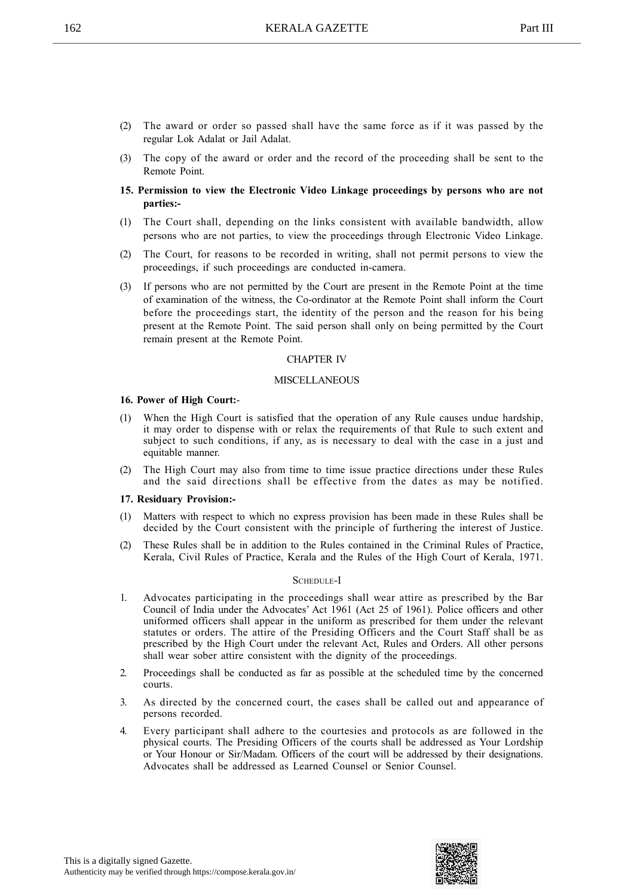(2) The award or order so passed shall have the same force as if it was passed by the regular Lok Adalat or Jail Adalat.

(3) The copy of the award or order and the record of the proceeding shall be sent to the Remote Point.

**15. Permission to view the Electronic Video Linkage proceedings by persons who are not parties:-**

(1) The Court shall, depending on the links consistent with available bandwidth, allow persons who are not parties, to view the proceedings through Electronic Video Linkage.

(2) The Court, for reasons to be recorded in writing, shall not permit persons to view the proceedings, if such proceedings are conducted in-camera.

(3) If persons who are not permitted by the Court are present in the Remote Point at the time of examination of the witness, the Co-ordinator at the Remote Point shall inform the Court before the proceedings start, the identity of the person and the reason for his being present at the Remote Point. The said person shall only on being permitted by the Court remain present at the Remote Point.

## CHAPTER IV

## MISCELLANEOUS

**16. Power of High Court:**-

(1) When the High Court is satisfied that the operation of any Rule causes undue hardship, it may order to dispense with or relax the requirements of that Rule to such extent and subject to such conditions, if any, as is necessary to deal with the case in a just and equitable manner.

(2) The High Court may also from time to time issue practice directions under these Rules and the said directions shall be effective from the dates as may be notified.

**17. Residuary Provision:-**

(1) Matters with respect to which no express provision has been made in these Rules shall be decided by the Court consistent with the principle of furthering the interest of Justice.

(2) These Rules shall be in addition to the Rules contained in the Criminal Rules of Practice, Kerala, Civil Rules of Practice, Kerala and the Rules of the High Court of Kerala, 1971.

## SCHEDULE-I

1. Advocates participating in the proceedings shall wear attire as prescribed by the Bar Council of India under the Advocates' Act 1961 (Act 25 of 1961). Police officers and other uniformed officers shall appear in the uniform as prescribed for them under the relevant statutes or orders. The attire of the Presiding Officers and the Court Staff shall be as prescribed by the High Court under the relevant Act, Rules and Orders. All other persons shall wear sober attire consistent with the dignity of the proceedings.

2. Proceedings shall be conducted as far as possible at the scheduled time by the concerned courts.

3. As directed by the concerned court, the cases shall be called out and appearance of persons recorded.

4. Every participant shall adhere to the courtesies and protocols as are followed in the physical courts. The Presiding Officers of the courts shall be addressed as Your Lordship or Your Honour or Sir/Madam. Officers of the court will be addressed by their designations. Advocates shall be addressed as Learned Counsel or Senior Counsel.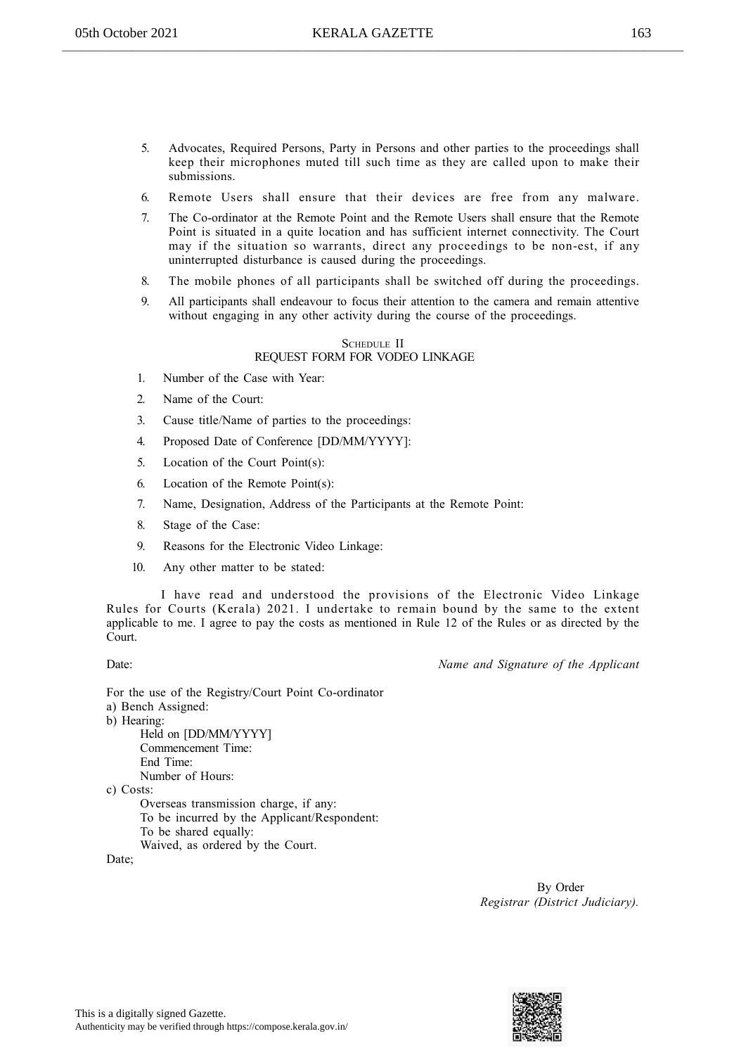5. Advocates, Required Persons, Party in Persons and other parties to the proceedings shall keep their microphones muted till such time as they are called upon to make their submissions.

6. Remote Users shall ensure that their devices are free from any malware.

7. The Co-ordinator at the Remote Point and the Remote Users shall ensure that the Remote Point is situated in a quite location and has sufficient internet connectivity. The Court may if the situation so warrants, direct any proceedings to be non-est, if any uninterrupted disturbance is caused during the proceedings.

8. The mobile phones of all participants shall be switched off during the proceedings.

9. All participants shall endeavour to focus their attention to the camera and remain attentive without engaging in any other activity during the course of the proceedings.

## SCHEDULE II
## REQUEST FORM FOR VODEO LINKAGE

1. Number of the Case with Year:
2. Name of the Court:
3. Cause title/Name of parties to the proceedings:
4. Proposed Date of Conference [DD/MM/YYYY]:
5. Location of the Court Point(s):
6. Location of the Remote Point(s):
7. Name, Designation, Address of the Participants at the Remote Point:
8. Stage of the Case:
9. Reasons for the Electronic Video Linkage:
10. Any other matter to be stated:

I have read and understood the provisions of the Electronic Video Linkage Rules for Courts (Kerala) 2021. I undertake to remain bound by the same to the extent applicable to me. I agree to pay the costs as mentioned in Rule 12 of the Rules or as directed by the Court.

Date: *Name and Signature of the Applicant*

For the use of the Registry/Court Point Co-ordinator

a) Bench Assigned:

b) Hearing:
   Held on [DD/MM/YYYY]
   Commencement Time:
   End Time:
   Number of Hours:

c) Costs:
   Overseas transmission charge, if any:
   To be incurred by the Applicant/Respondent:
   To be shared equally:
   Waived, as ordered by the Court.

Date;

By Order
*Registrar (District Judiciary).*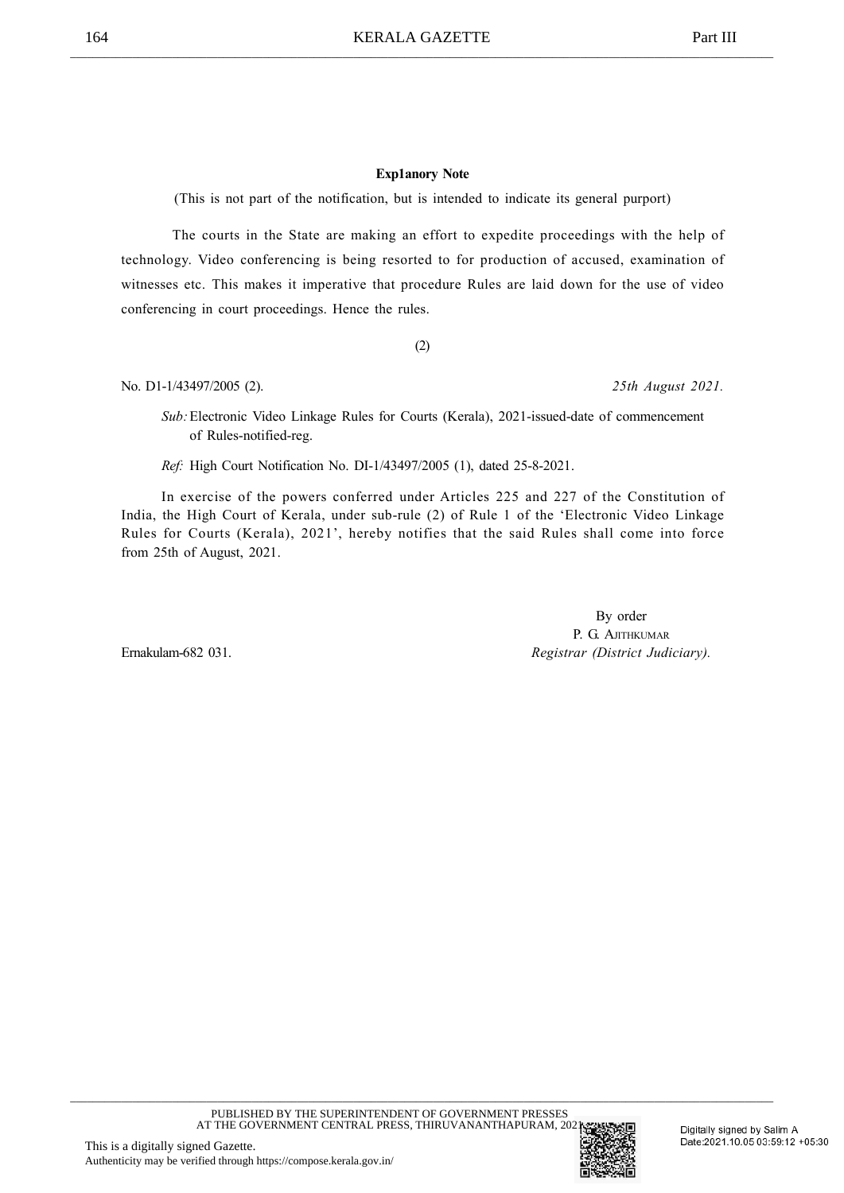**Exp1anory Note**

(This is not part of the notification, but is intended to indicate its general purport)

The courts in the State are making an effort to expedite proceedings with the help of technology. Video conferencing is being resorted to for production of accused, examination of witnesses etc. This makes it imperative that procedure Rules are laid down for the use of video conferencing in court proceedings. Hence the rules.

(2)

No. D1-1/43497/2005 (2). *25th August 2021.*

*Sub:* Electronic Video Linkage Rules for Courts (Kerala), 2021-issued-date of commencement of Rules-notified-reg.

*Ref:* High Court Notification No. DI-1/43497/2005 (1), dated 25-8-2021.

In exercise of the powers conferred under Articles 225 and 227 of the Constitution of India, the High Court of Kerala, under sub-rule (2) of Rule 1 of the 'Electronic Video Linkage Rules for Courts (Kerala), 2021', hereby notifies that the said Rules shall come into force from 25th of August, 2021.

By order
P. G. AJITHKUMAR
*Registrar (District Judiciary).*

Ernakulam-682 031.

PUBLISHED BY THE SUPERINTENDENT OF GOVERNMENT PRESSES
AT THE GOVERNMENT CENTRAL PRESS, THIRUVANANTHAPURAM, 2021

This is a digitally signed Gazette.
Authenticity may be verified through https://compose.kerala.gov.in/

Digitally signed by Salim A
Date:2021.10.05 03:59:12 +05:30